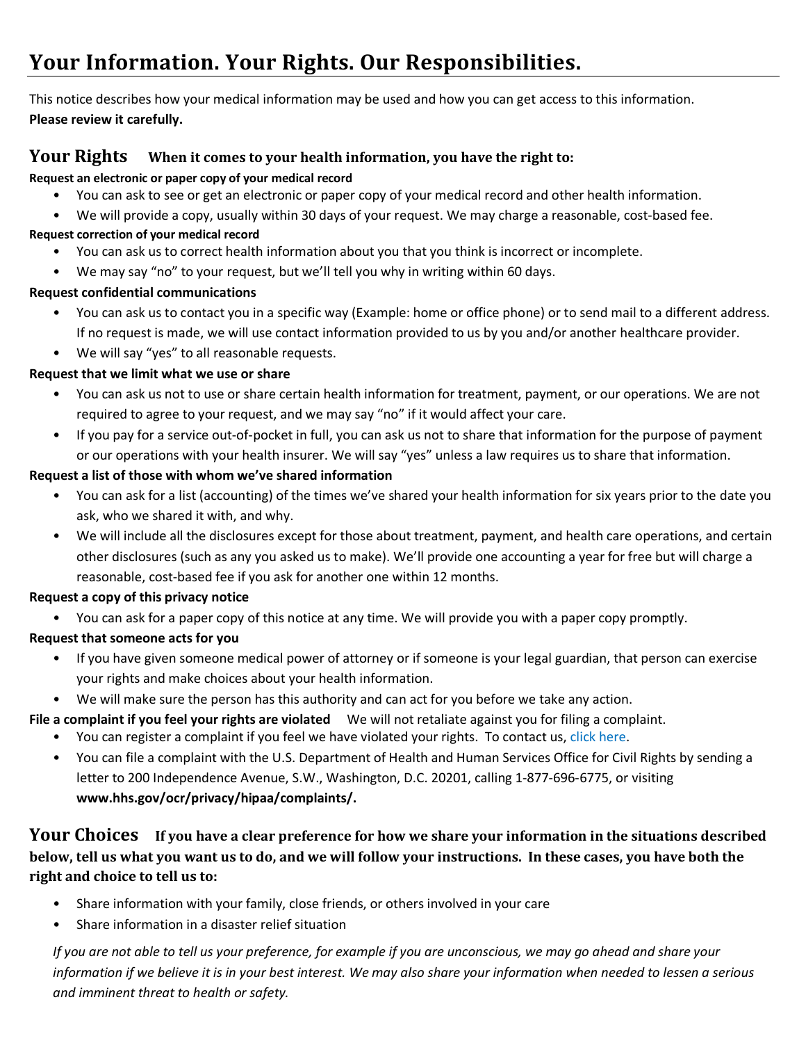# Your Information. Your Rights. Our Responsibilities.

This notice describes how your medical information may be used and how you can get access to this information.
**Please review it carefully.**

## Your Rights  When it comes to your health information, you have the right to:

**Request an electronic or paper copy of your medical record**

- You can ask to see or get an electronic or paper copy of your medical record and other health information.
- We will provide a copy, usually within 30 days of your request. We may charge a reasonable, cost-based fee.

**Request correction of your medical record**

- You can ask us to correct health information about you that you think is incorrect or incomplete.
- We may say "no" to your request, but we'll tell you why in writing within 60 days.

**Request confidential communications**

- You can ask us to contact you in a specific way (Example: home or office phone) or to send mail to a different address. If no request is made, we will use contact information provided to us by you and/or another healthcare provider.
- We will say "yes" to all reasonable requests.

**Request that we limit what we use or share**

- You can ask us not to use or share certain health information for treatment, payment, or our operations. We are not required to agree to your request, and we may say "no" if it would affect your care.
- If you pay for a service out-of-pocket in full, you can ask us not to share that information for the purpose of payment or our operations with your health insurer. We will say "yes" unless a law requires us to share that information.

**Request a list of those with whom we've shared information**

- You can ask for a list (accounting) of the times we've shared your health information for six years prior to the date you ask, who we shared it with, and why.
- We will include all the disclosures except for those about treatment, payment, and health care operations, and certain other disclosures (such as any you asked us to make). We'll provide one accounting a year for free but will charge a reasonable, cost-based fee if you ask for another one within 12 months.

**Request a copy of this privacy notice**

- You can ask for a paper copy of this notice at any time. We will provide you with a paper copy promptly.

**Request that someone acts for you**

- If you have given someone medical power of attorney or if someone is your legal guardian, that person can exercise your rights and make choices about your health information.
- We will make sure the person has this authority and can act for you before we take any action.

**File a complaint if you feel your rights are violated**  We will not retaliate against you for filing a complaint.

- You can register a complaint if you feel we have violated your rights. To contact us, click here.
- You can file a complaint with the U.S. Department of Health and Human Services Office for Civil Rights by sending a letter to 200 Independence Avenue, S.W., Washington, D.C. 20201, calling 1-877-696-6775, or visiting **www.hhs.gov/ocr/privacy/hipaa/complaints/.**

## Your Choices  If you have a clear preference for how we share your information in the situations described below, tell us what you want us to do, and we will follow your instructions. In these cases, you have both the right and choice to tell us to:

- Share information with your family, close friends, or others involved in your care
- Share information in a disaster relief situation

*If you are not able to tell us your preference, for example if you are unconscious, we may go ahead and share your information if we believe it is in your best interest. We may also share your information when needed to lessen a serious and imminent threat to health or safety.*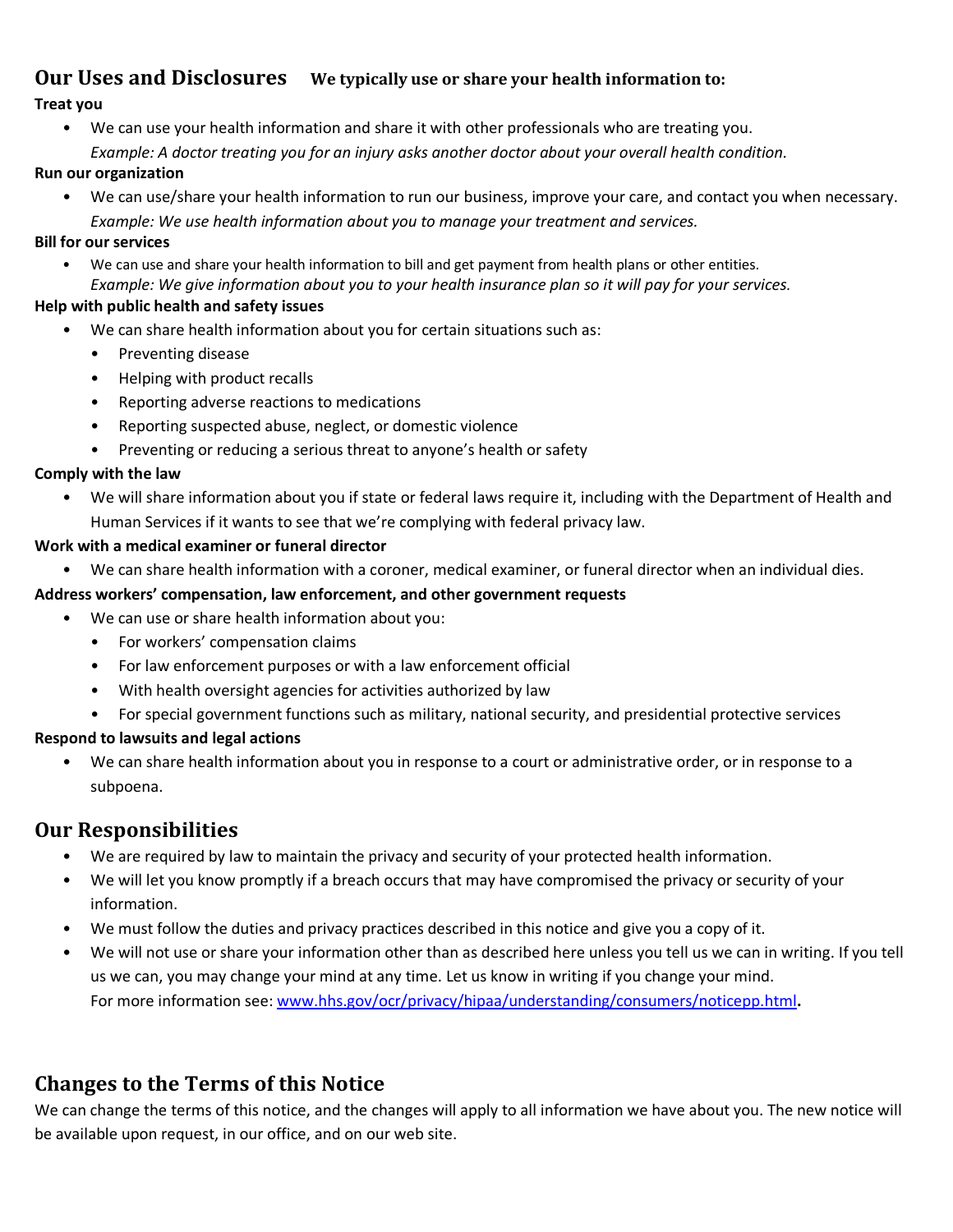## Our Uses and Disclosures **We typically use or share your health information to:**

**Treat you**

- We can use your health information and share it with other professionals who are treating you.
  *Example: A doctor treating you for an injury asks another doctor about your overall health condition.*

**Run our organization**

- We can use/share your health information to run our business, improve your care, and contact you when necessary.
  *Example: We use health information about you to manage your treatment and services.*

**Bill for our services**

- We can use and share your health information to bill and get payment from health plans or other entities.
  *Example: We give information about you to your health insurance plan so it will pay for your services.*

**Help with public health and safety issues**

- We can share health information about you for certain situations such as:
  - Preventing disease
  - Helping with product recalls
  - Reporting adverse reactions to medications
  - Reporting suspected abuse, neglect, or domestic violence
  - Preventing or reducing a serious threat to anyone's health or safety

**Comply with the law**

- We will share information about you if state or federal laws require it, including with the Department of Health and Human Services if it wants to see that we're complying with federal privacy law.

**Work with a medical examiner or funeral director**

- We can share health information with a coroner, medical examiner, or funeral director when an individual dies.

**Address workers' compensation, law enforcement, and other government requests**

- We can use or share health information about you:
  - For workers' compensation claims
  - For law enforcement purposes or with a law enforcement official
  - With health oversight agencies for activities authorized by law
  - For special government functions such as military, national security, and presidential protective services

**Respond to lawsuits and legal actions**

- We can share health information about you in response to a court or administrative order, or in response to a subpoena.

## Our Responsibilities

- We are required by law to maintain the privacy and security of your protected health information.
- We will let you know promptly if a breach occurs that may have compromised the privacy or security of your information.
- We must follow the duties and privacy practices described in this notice and give you a copy of it.
- We will not use or share your information other than as described here unless you tell us we can in writing. If you tell us we can, you may change your mind at any time. Let us know in writing if you change your mind.
  For more information see: [www.hhs.gov/ocr/privacy/hipaa/understanding/consumers/noticepp.html](http://www.hhs.gov/ocr/privacy/hipaa/understanding/consumers/noticepp.html)**.**

## Changes to the Terms of this Notice

We can change the terms of this notice, and the changes will apply to all information we have about you. The new notice will be available upon request, in our office, and on our web site.